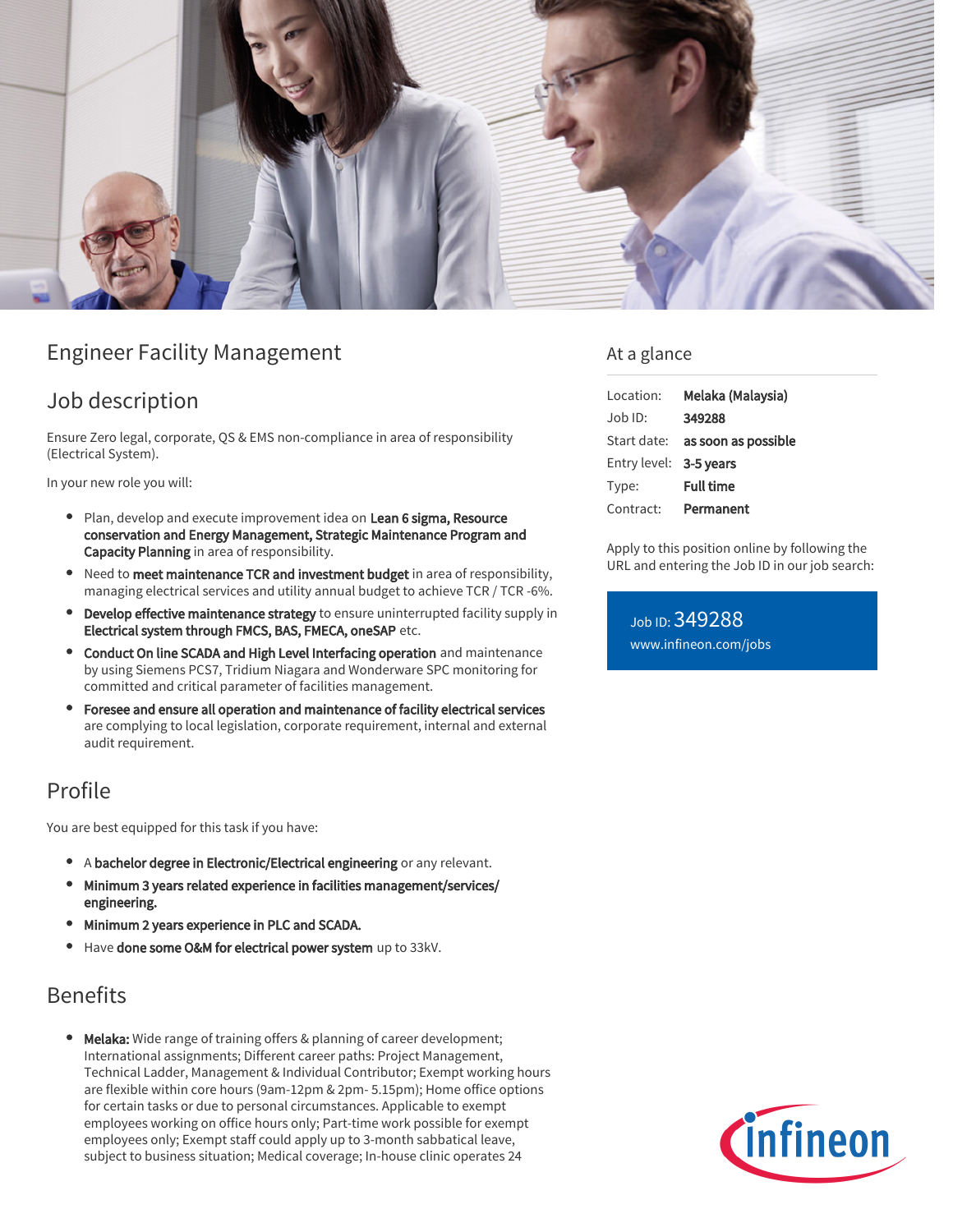# Engineer Facility Management

## Job description

Ensure Zero legal, corporate, QS & EMS non-compliance in area of responsibility (Electrical System).

In your new role you will:

- Plan, develop and execute improvement idea on **Lean 6 sigma, Resource conservation and Energy Management, Strategic Maintenance Program and Capacity Planning** in area of responsibility.
- Need to **meet maintenance TCR and investment budget** in area of responsibility, managing electrical services and utility annual budget to achieve TCR / TCR -6%.
- **Develop effective maintenance strategy** to ensure uninterrupted facility supply in **Electrical system through FMCS, BAS, FMECA, oneSAP** etc.
- **Conduct On line SCADA and High Level Interfacing operation** and maintenance by using Siemens PCS7, Tridium Niagara and Wonderware SPC monitoring for committed and critical parameter of facilities management.
- **Foresee and ensure all operation and maintenance of facility electrical services** are complying to local legislation, corporate requirement, internal and external audit requirement.

## Profile

You are best equipped for this task if you have:

- A **bachelor degree in Electronic/Electrical engineering** or any relevant.
- **Minimum 3 years related experience in facilities management/services/ engineering.**
- **Minimum 2 years experience in PLC and SCADA.**
- Have **done some O&M for electrical power system** up to 33kV.

## Benefits

- **Melaka:** Wide range of training offers & planning of career development; International assignments; Different career paths: Project Management, Technical Ladder, Management & Individual Contributor; Exempt working hours are flexible within core hours (9am-12pm & 2pm- 5.15pm); Home office options for certain tasks or due to personal circumstances. Applicable to exempt employees working on office hours only; Part-time work possible for exempt employees only; Exempt staff could apply up to 3-month sabbatical leave, subject to business situation; Medical coverage; In-house clinic operates 24

## At a glance

| | |
|---|---|
| Location: | **Melaka (Malaysia)** |
| Job ID: | **349288** |
| Start date: | **as soon as possible** |
| Entry level: | **3-5 years** |
| Type: | **Full time** |
| Contract: | **Permanent** |

Apply to this position online by following the URL and entering the Job ID in our job search:

Job ID: 349288
www.infineon.com/jobs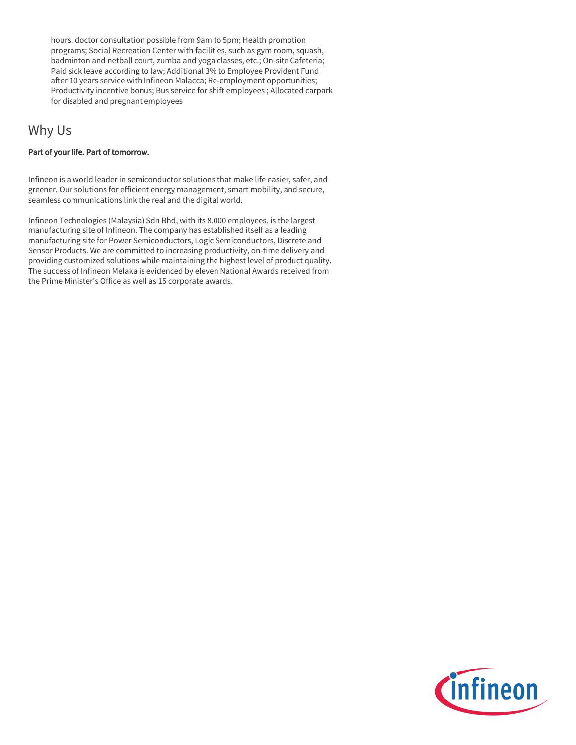hours, doctor consultation possible from 9am to 5pm; Health promotion programs; Social Recreation Center with facilities, such as gym room, squash, badminton and netball court, zumba and yoga classes, etc.; On-site Cafeteria; Paid sick leave according to law; Additional 3% to Employee Provident Fund after 10 years service with Infineon Malacca; Re-employment opportunities; Productivity incentive bonus; Bus service for shift employees ; Allocated carpark for disabled and pregnant employees

## Why Us

**Part of your life. Part of tomorrow.**

Infineon is a world leader in semiconductor solutions that make life easier, safer, and greener. Our solutions for efficient energy management, smart mobility, and secure, seamless communications link the real and the digital world.

Infineon Technologies (Malaysia) Sdn Bhd, with its 8.000 employees, is the largest manufacturing site of Infineon. The company has established itself as a leading manufacturing site for Power Semiconductors, Logic Semiconductors, Discrete and Sensor Products. We are committed to increasing productivity, on-time delivery and providing customized solutions while maintaining the highest level of product quality. The success of Infineon Melaka is evidenced by eleven National Awards received from the Prime Minister's Office as well as 15 corporate awards.